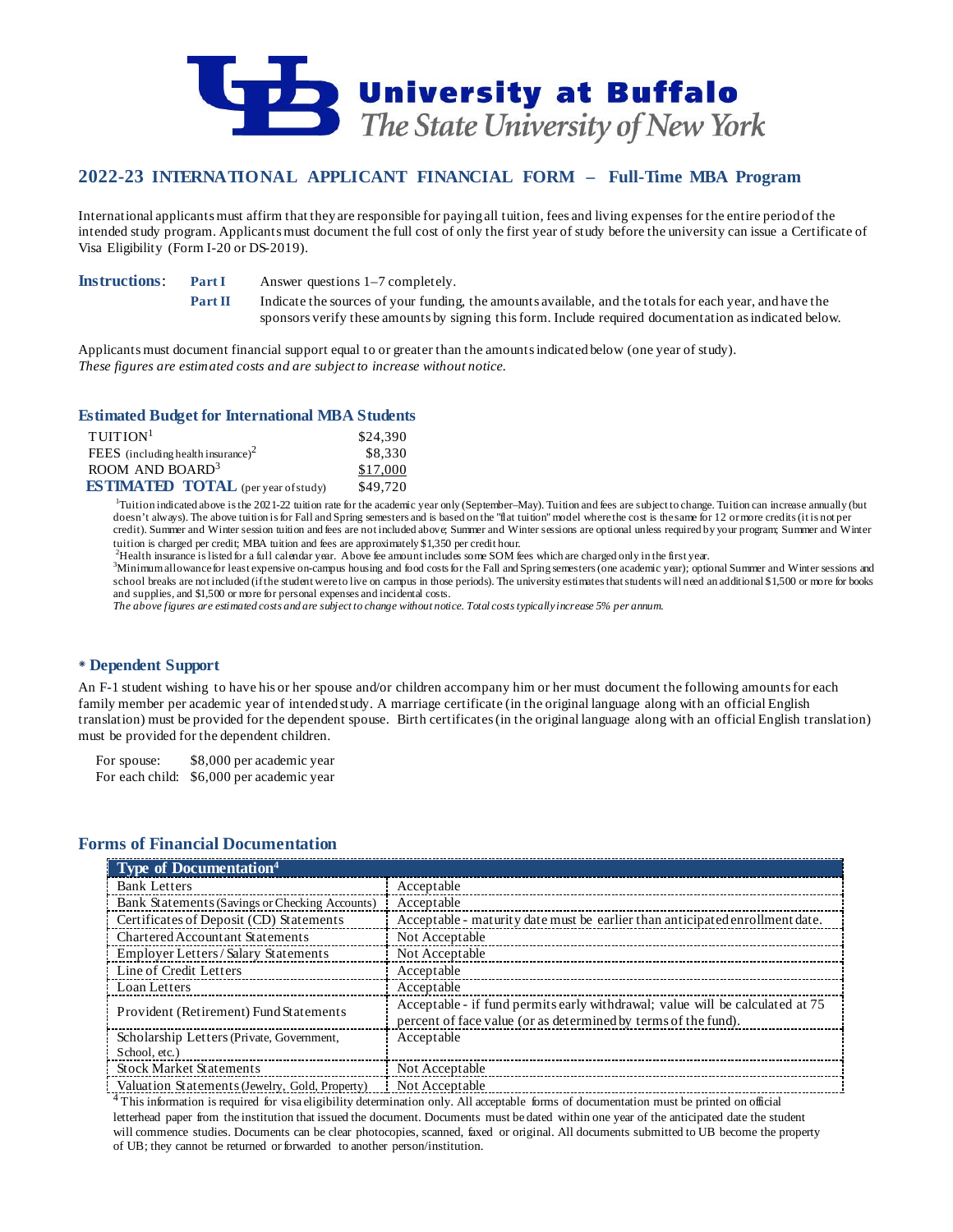# University at Buffalo
*The State University of New York*

## 2022-23 INTERNATIONAL APPLICANT FINANCIAL FORM – Full-Time MBA Program

International applicants must affirm that they are responsible for paying all tuition, fees and living expenses for the entire period of the intended study program. Applicants must document the full cost of only the first year of study before the university can issue a Certificate of Visa Eligibility (Form I-20 or DS-2019).

**Instructions**: **Part I** Answer questions 1–7 completely.

**Part II** Indicate the sources of your funding, the amounts available, and the totals for each year, and have the sponsors verify these amounts by signing this form. Include required documentation as indicated below.

Applicants must document financial support equal to or greater than the amounts indicated below (one year of study).
*These figures are estimated costs and are subject to increase without notice.*

### Estimated Budget for International MBA Students

| | |
|---|---|
| TUITION[1] | $24,390 |
| FEES (including health insurance)[2] | $8,330 |
| ROOM AND BOARD[3] | $17,000 |
| **ESTIMATED TOTAL** (per year of study) | $49,720 |

[1]Tuition indicated above is the 2021-22 tuition rate for the academic year only (September–May). Tuition and fees are subject to change. Tuition can increase annually (but doesn't always). The above tuition is for Fall and Spring semesters and is based on the "flat tuition" model where the cost is the same for 12 or more credits (it is not per credit). Summer and Winter session tuition and fees are not included above; Summer and Winter sessions are optional unless required by your program; Summer and Winter tuition is charged per credit; MBA tuition and fees are approximately $1,350 per credit hour.
[2]Health insurance is listed for a full calendar year. Above fee amount includes some SOM fees which are charged only in the first year.
[3]Minimum allowance for least expensive on-campus housing and food costs for the Fall and Spring semesters (one academic year); optional Summer and Winter sessions and school breaks are not included (if the student were to live on campus in those periods). The university estimates that students will need an additional $1,500 or more for books and supplies, and $1,500 or more for personal expenses and incidental costs.
*The above figures are estimated costs and are subject to change without notice. Total costs typically increase 5% per annum.*

### * Dependent Support

An F-1 student wishing to have his or her spouse and/or children accompany him or her must document the following amounts for each family member per academic year of intended study. A marriage certificate (in the original language along with an official English translation) must be provided for the dependent spouse. Birth certificates (in the original language along with an official English translation) must be provided for the dependent children.

For spouse: $8,000 per academic year
For each child: $6,000 per academic year

### Forms of Financial Documentation

| Type of Documentation[4] | |
|---|---|
| Bank Letters | Acceptable |
| Bank Statements (Savings or Checking Accounts) | Acceptable |
| Certificates of Deposit (CD) Statements | Acceptable - maturity date must be earlier than anticipated enrollment date. |
| Chartered Accountant Statements | Not Acceptable |
| Employer Letters / Salary Statements | Not Acceptable |
| Line of Credit Letters | Acceptable |
| Loan Letters | Acceptable |
| Provident (Retirement) Fund Statements | Acceptable - if fund permits early withdrawal; value will be calculated at 75 percent of face value (or as determined by terms of the fund). |
| Scholarship Letters (Private, Government, School, etc.) | Acceptable |
| Stock Market Statements | Not Acceptable |
| Valuation Statements (Jewelry, Gold, Property) | Not Acceptable |

[4]This information is required for visa eligibility determination only. All acceptable forms of documentation must be printed on official letterhead paper from the institution that issued the document. Documents must be dated within one year of the anticipated date the student will commence studies. Documents can be clear photocopies, scanned, faxed or original. All documents submitted to UB become the property of UB; they cannot be returned or forwarded to another person/institution.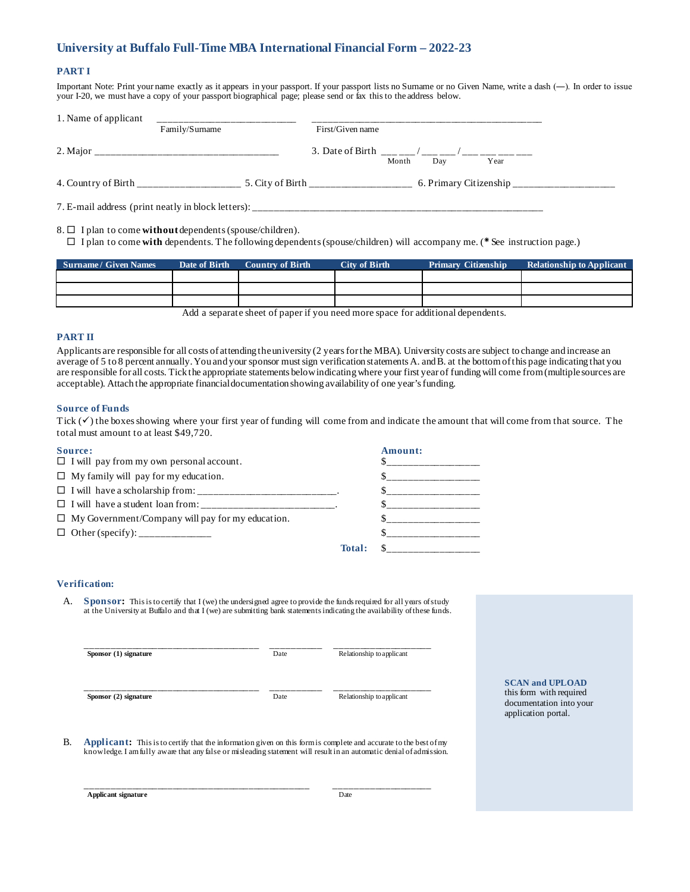## University at Buffalo Full-Time MBA International Financial Form – 2022-23

### PART I

Important Note: Print your name exactly as it appears in your passport. If your passport lists no Surname or no Given Name, write a dash (—). In order to issue your I-20, we must have a copy of your passport biographical page; please send or fax this to the address below.

1. Name of applicant ___________________________ _____________________________________________
   Family/Surname First/Given name

2. Major ____________________________________ 3. Date of Birth ___ ___ / ___ ___ / ___ ___ ___ ___
   Month Day Year

4. Country of Birth ____________________ 5. City of Birth ____________________ 6. Primary Citizenship ____________________

7. E-mail address (print neatly in block letters): ____________________________________________________________

8. ☐ I plan to come **without** dependents (spouse/children).
   ☐ I plan to come **with** dependents. The following dependents (spouse/children) will accompany me. (* See instruction page.)

| Surname / Given Names | Date of Birth | Country of Birth | City of Birth | Primary Citizenship | Relationship to Applicant |
|---|---|---|---|---|---|
| | | | | | |
| | | | | | |
| | | | | | |

Add a separate sheet of paper if you need more space for additional dependents.

### PART II

Applicants are responsible for all costs of attending the university (2 years for the MBA). University costs are subject to change and increase an average of 5 to 8 percent annually. You and your sponsor must sign verification statements A. and B. at the bottom of this page indicating that you are responsible for all costs. Tick the appropriate statements below indicating where your first year of funding will come from (multiple sources are acceptable). Attach the appropriate financial documentation showing availability of one year's funding.

#### Source of Funds

Tick (✓) the boxes showing where your first year of funding will come from and indicate the amount that will come from that source. The total must amount to at least $49,720.

| Source: | Amount: |
|---|---|
| ☐ I will pay from my own personal account. | $__________________ |
| ☐ My family will pay for my education. | $__________________ |
| ☐ I will have a scholarship from: ___________________________. | $__________________ |
| ☐ I will have a student loan from: ___________________________. | $__________________ |
| ☐ My Government/Company will pay for my education. | $__________________ |
| ☐ Other (specify): ______________ | $__________________ |
| **Total:** | $__________________ |

#### Verification:

A. **Sponsor:** This is to certify that I (we) the undersigned agree to provide the funds required for all years of study at the University at Buffalo and that I (we) are submitting bank statements indicating the availability of these funds.

_____________________________________ ___________ _____________________
**Sponsor (1) signature** Date Relationship to applicant

_____________________________________ ___________ _____________________
**Sponsor (2) signature** Date Relationship to applicant

B. **Applicant:** This is to certify that the information given on this form is complete and accurate to the best of my knowledge. I am fully aware that any false or misleading statement will result in an automatic denial of admission.

_________________________________________________ _____________________
**Applicant signature** Date

**SCAN and UPLOAD** this form with required documentation into your application portal.